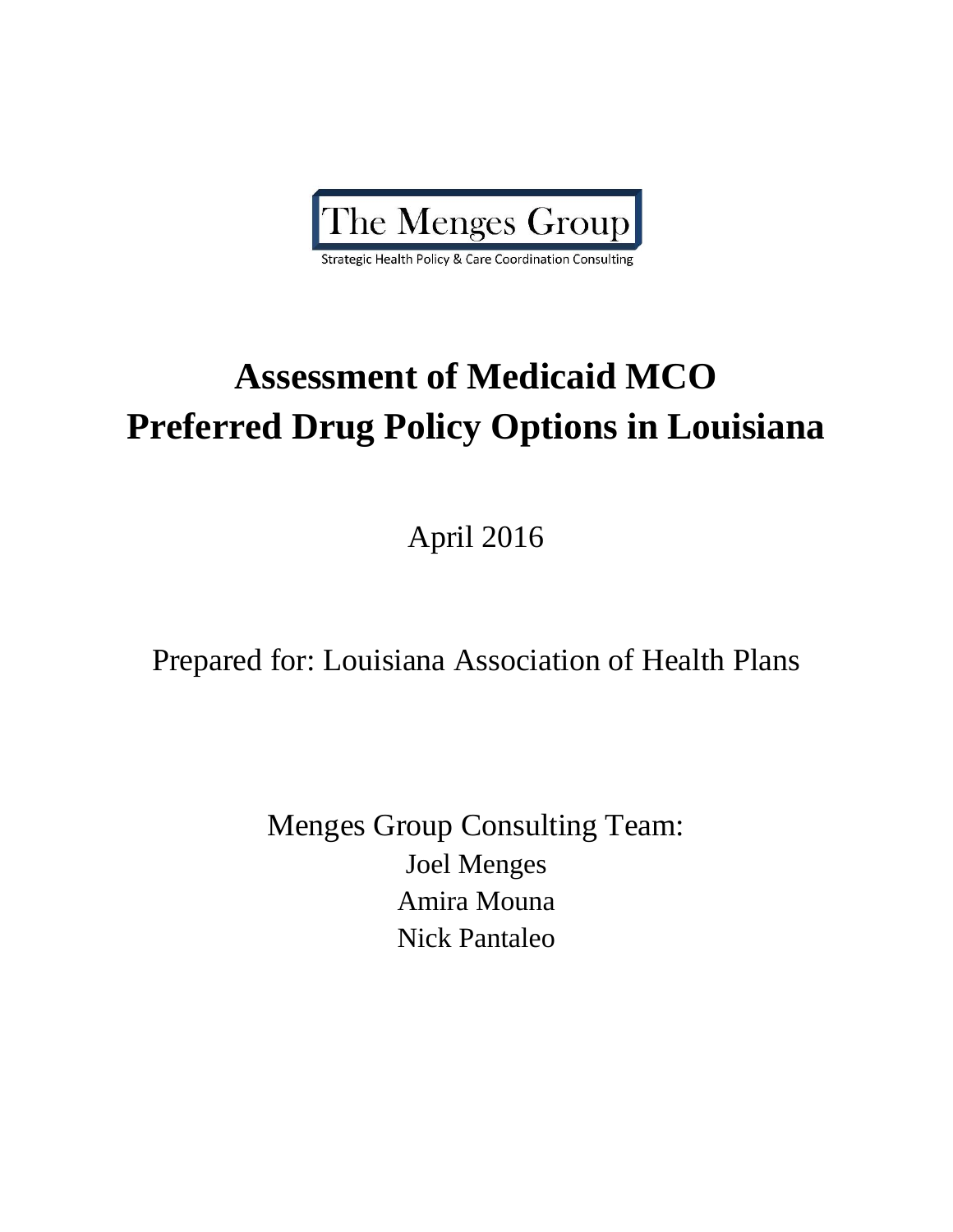The Menges Group

Strategic Health Policy & Care Coordination Consulting

# Assessment of Medicaid MCO Preferred Drug Policy Options in Louisiana

April 2016

Prepared for: Louisiana Association of Health Plans

Menges Group Consulting Team:

Joel Menges

Amira Mouna

Nick Pantaleo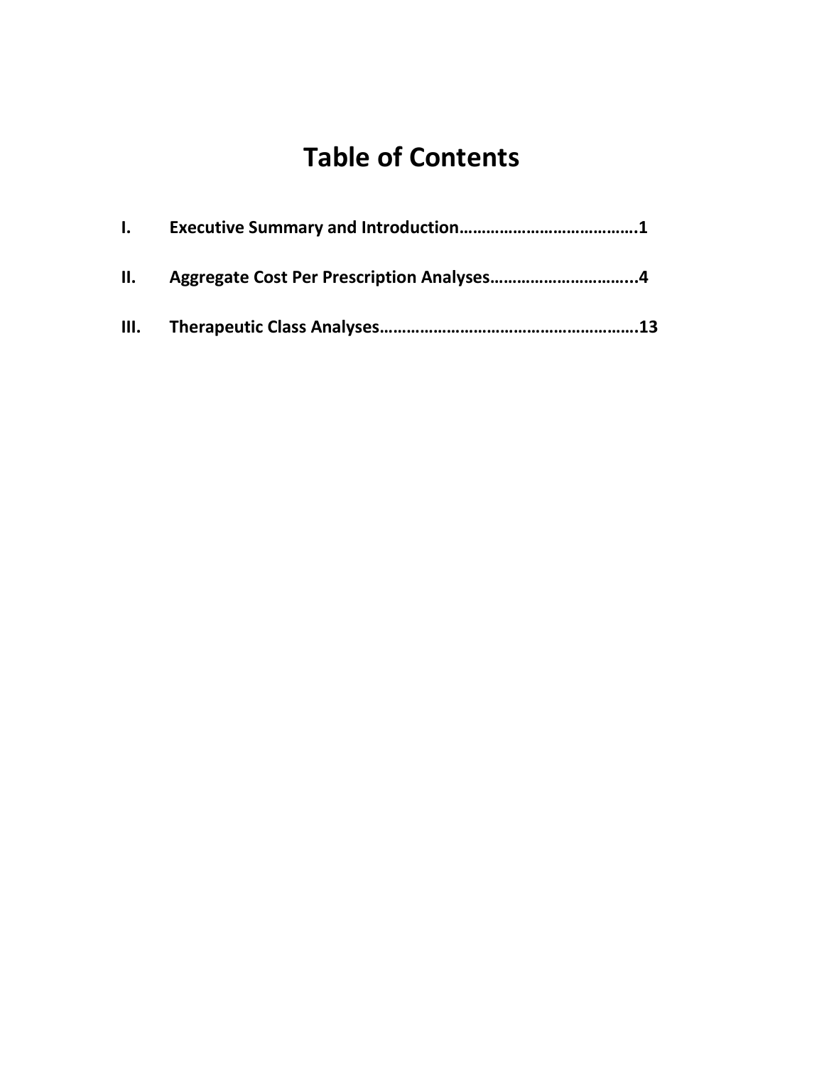# Table of Contents

**I. Executive Summary and Introduction……………………………….1**

**II. Aggregate Cost Per Prescription Analyses…………………………...4**

**III. Therapeutic Class Analyses………………………………………………..13**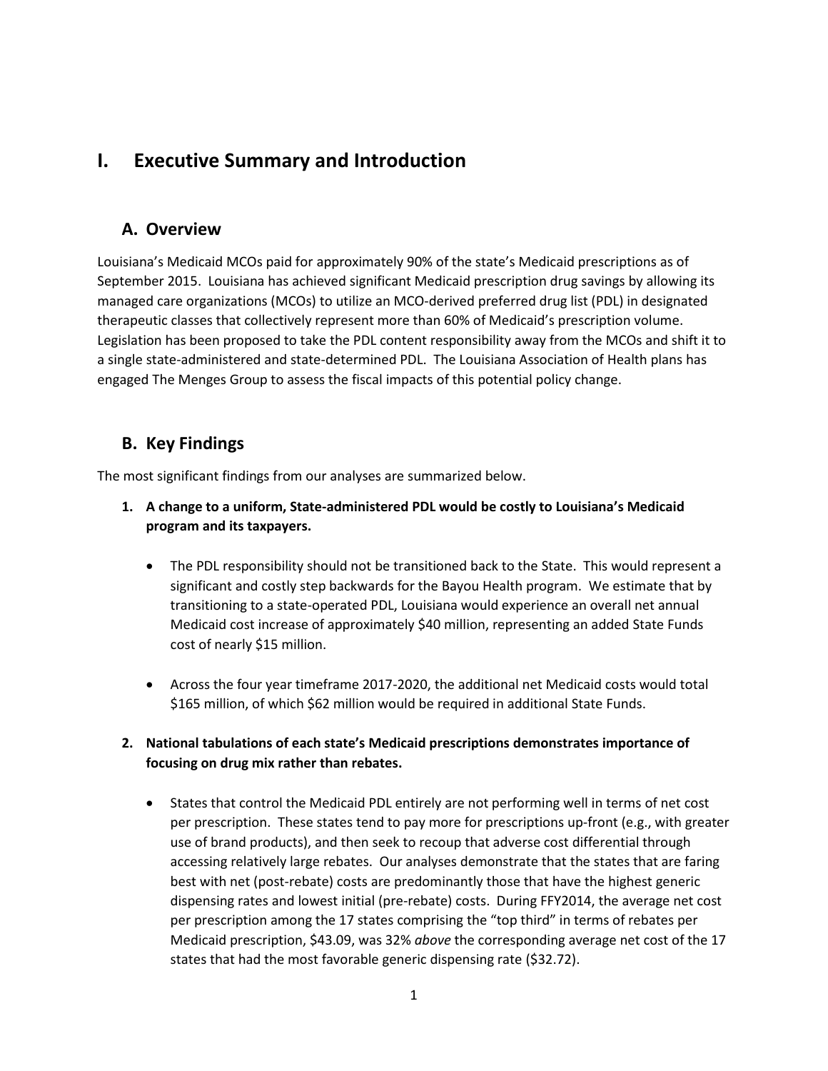# I. Executive Summary and Introduction

## A. Overview

Louisiana's Medicaid MCOs paid for approximately 90% of the state's Medicaid prescriptions as of September 2015. Louisiana has achieved significant Medicaid prescription drug savings by allowing its managed care organizations (MCOs) to utilize an MCO-derived preferred drug list (PDL) in designated therapeutic classes that collectively represent more than 60% of Medicaid's prescription volume. Legislation has been proposed to take the PDL content responsibility away from the MCOs and shift it to a single state-administered and state-determined PDL. The Louisiana Association of Health plans has engaged The Menges Group to assess the fiscal impacts of this potential policy change.

## B. Key Findings

The most significant findings from our analyses are summarized below.

1. **A change to a uniform, State-administered PDL would be costly to Louisiana's Medicaid program and its taxpayers.**

   - The PDL responsibility should not be transitioned back to the State. This would represent a significant and costly step backwards for the Bayou Health program. We estimate that by transitioning to a state-operated PDL, Louisiana would experience an overall net annual Medicaid cost increase of approximately $40 million, representing an added State Funds cost of nearly $15 million.

   - Across the four year timeframe 2017-2020, the additional net Medicaid costs would total $165 million, of which $62 million would be required in additional State Funds.

2. **National tabulations of each state's Medicaid prescriptions demonstrates importance of focusing on drug mix rather than rebates.**

   - States that control the Medicaid PDL entirely are not performing well in terms of net cost per prescription. These states tend to pay more for prescriptions up-front (e.g., with greater use of brand products), and then seek to recoup that adverse cost differential through accessing relatively large rebates. Our analyses demonstrate that the states that are faring best with net (post-rebate) costs are predominantly those that have the highest generic dispensing rates and lowest initial (pre-rebate) costs. During FFY2014, the average net cost per prescription among the 17 states comprising the "top third" in terms of rebates per Medicaid prescription, $43.09, was 32% *above* the corresponding average net cost of the 17 states that had the most favorable generic dispensing rate ($32.72).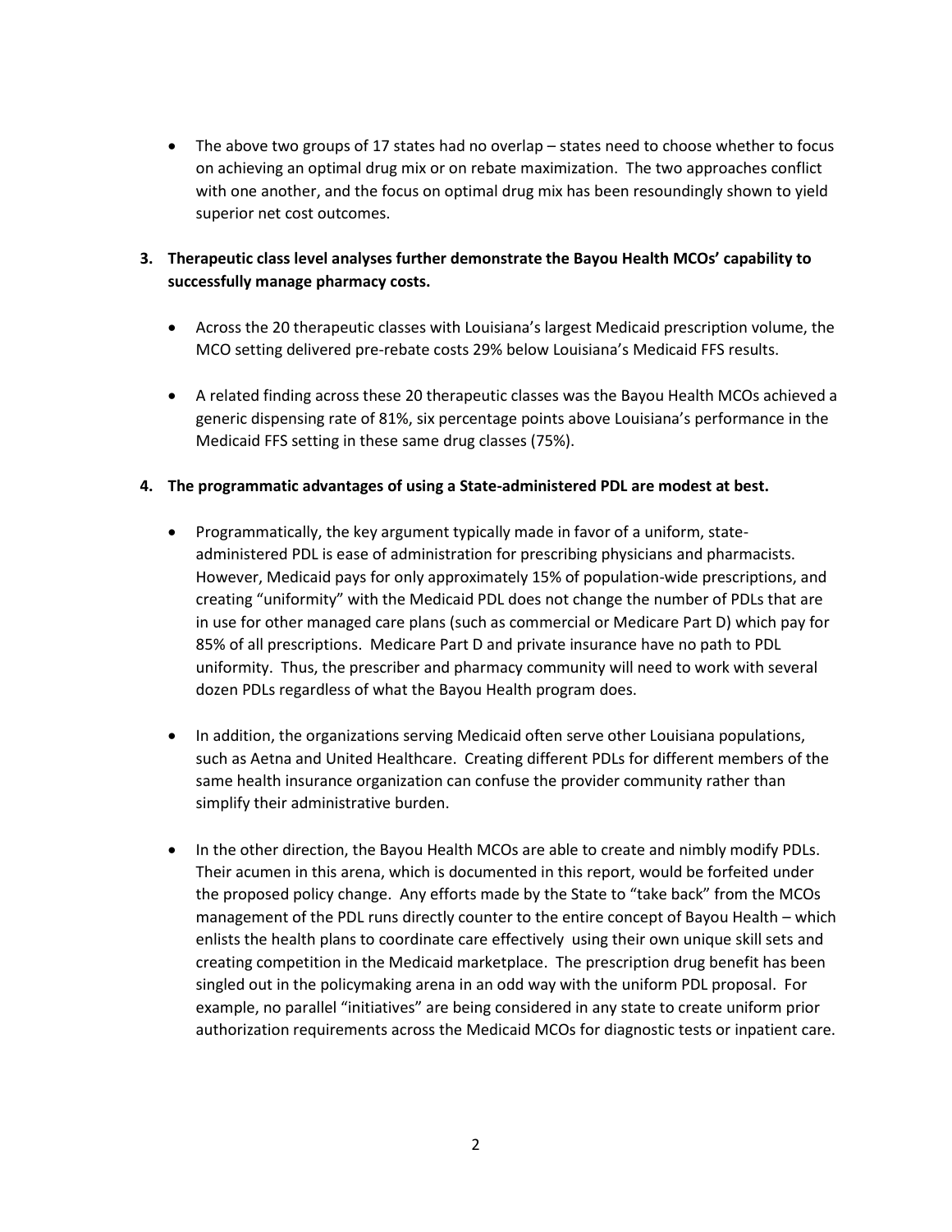- The above two groups of 17 states had no overlap – states need to choose whether to focus on achieving an optimal drug mix or on rebate maximization. The two approaches conflict with one another, and the focus on optimal drug mix has been resoundingly shown to yield superior net cost outcomes.

3. **Therapeutic class level analyses further demonstrate the Bayou Health MCOs' capability to successfully manage pharmacy costs.**

    - Across the 20 therapeutic classes with Louisiana's largest Medicaid prescription volume, the MCO setting delivered pre-rebate costs 29% below Louisiana's Medicaid FFS results.

    - A related finding across these 20 therapeutic classes was the Bayou Health MCOs achieved a generic dispensing rate of 81%, six percentage points above Louisiana's performance in the Medicaid FFS setting in these same drug classes (75%).

4. **The programmatic advantages of using a State-administered PDL are modest at best.**

    - Programmatically, the key argument typically made in favor of a uniform, state-administered PDL is ease of administration for prescribing physicians and pharmacists. However, Medicaid pays for only approximately 15% of population-wide prescriptions, and creating "uniformity" with the Medicaid PDL does not change the number of PDLs that are in use for other managed care plans (such as commercial or Medicare Part D) which pay for 85% of all prescriptions. Medicare Part D and private insurance have no path to PDL uniformity. Thus, the prescriber and pharmacy community will need to work with several dozen PDLs regardless of what the Bayou Health program does.

    - In addition, the organizations serving Medicaid often serve other Louisiana populations, such as Aetna and United Healthcare. Creating different PDLs for different members of the same health insurance organization can confuse the provider community rather than simplify their administrative burden.

    - In the other direction, the Bayou Health MCOs are able to create and nimbly modify PDLs. Their acumen in this arena, which is documented in this report, would be forfeited under the proposed policy change. Any efforts made by the State to "take back" from the MCOs management of the PDL runs directly counter to the entire concept of Bayou Health – which enlists the health plans to coordinate care effectively using their own unique skill sets and creating competition in the Medicaid marketplace. The prescription drug benefit has been singled out in the policymaking arena in an odd way with the uniform PDL proposal. For example, no parallel "initiatives" are being considered in any state to create uniform prior authorization requirements across the Medicaid MCOs for diagnostic tests or inpatient care.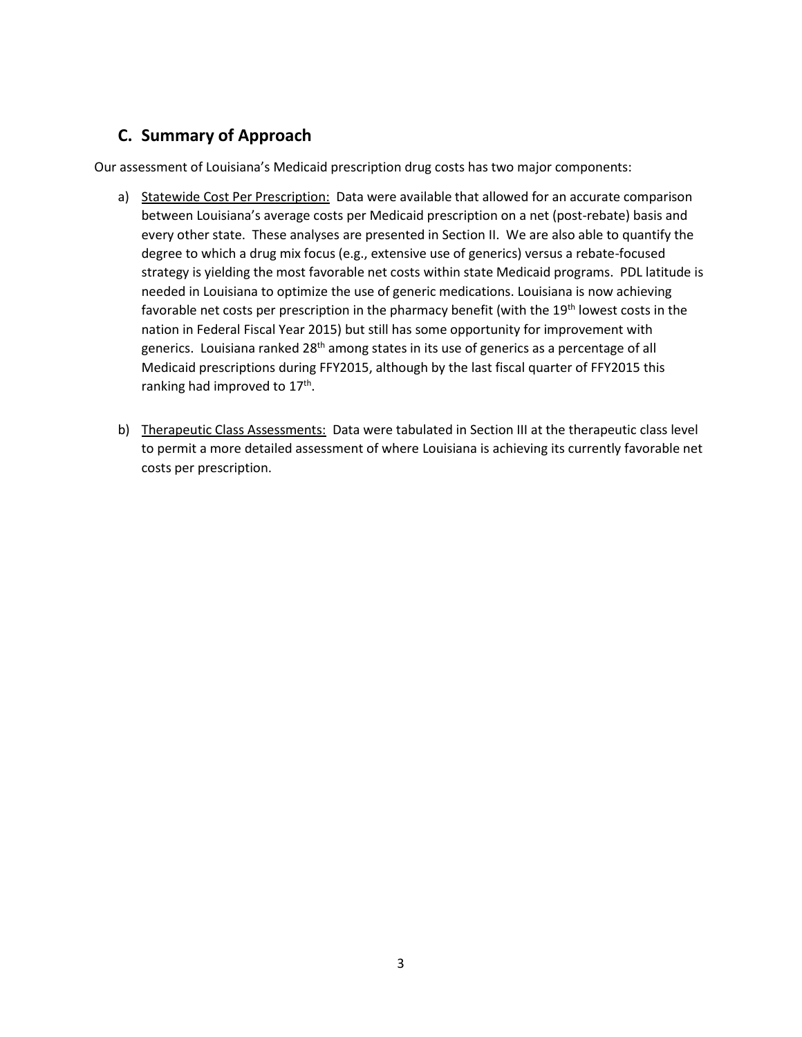## C. Summary of Approach

Our assessment of Louisiana's Medicaid prescription drug costs has two major components:

a) Statewide Cost Per Prescription: Data were available that allowed for an accurate comparison between Louisiana's average costs per Medicaid prescription on a net (post-rebate) basis and every other state. These analyses are presented in Section II. We are also able to quantify the degree to which a drug mix focus (e.g., extensive use of generics) versus a rebate-focused strategy is yielding the most favorable net costs within state Medicaid programs. PDL latitude is needed in Louisiana to optimize the use of generic medications. Louisiana is now achieving favorable net costs per prescription in the pharmacy benefit (with the 19th lowest costs in the nation in Federal Fiscal Year 2015) but still has some opportunity for improvement with generics. Louisiana ranked 28th among states in its use of generics as a percentage of all Medicaid prescriptions during FFY2015, although by the last fiscal quarter of FFY2015 this ranking had improved to 17th.

b) Therapeutic Class Assessments: Data were tabulated in Section III at the therapeutic class level to permit a more detailed assessment of where Louisiana is achieving its currently favorable net costs per prescription.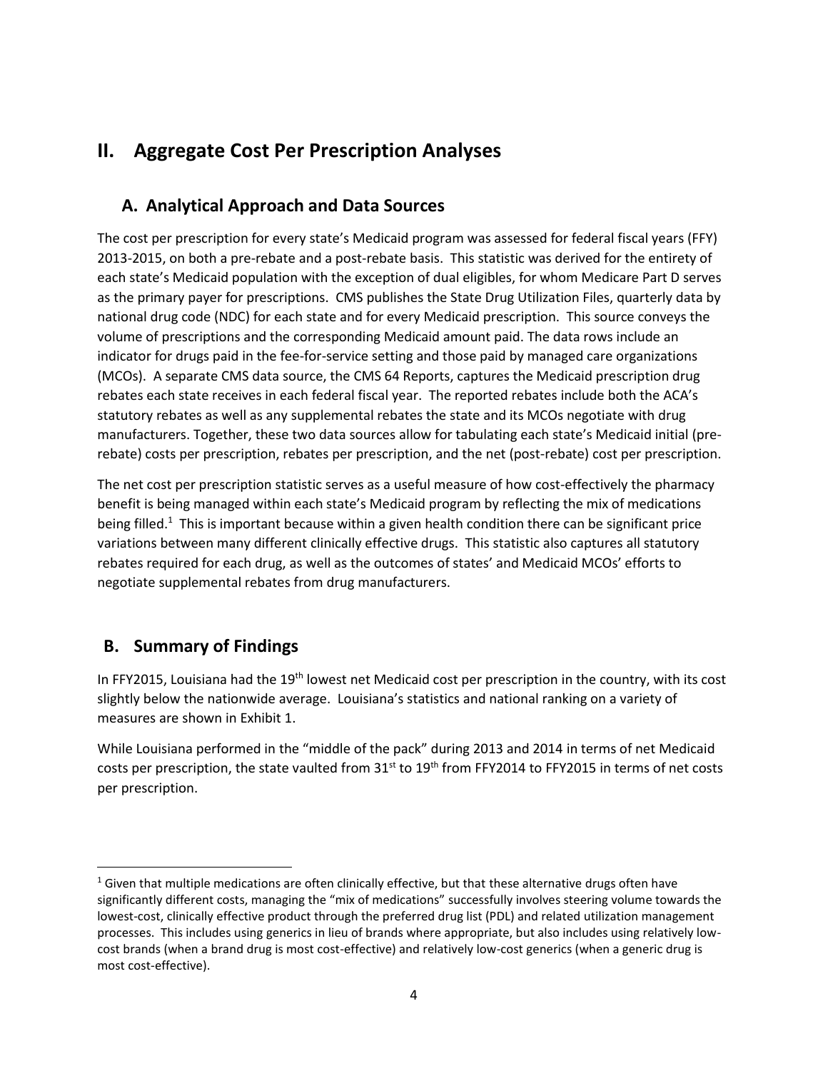## II. Aggregate Cost Per Prescription Analyses

### A. Analytical Approach and Data Sources

The cost per prescription for every state's Medicaid program was assessed for federal fiscal years (FFY) 2013-2015, on both a pre-rebate and a post-rebate basis. This statistic was derived for the entirety of each state's Medicaid population with the exception of dual eligibles, for whom Medicare Part D serves as the primary payer for prescriptions. CMS publishes the State Drug Utilization Files, quarterly data by national drug code (NDC) for each state and for every Medicaid prescription. This source conveys the volume of prescriptions and the corresponding Medicaid amount paid. The data rows include an indicator for drugs paid in the fee-for-service setting and those paid by managed care organizations (MCOs). A separate CMS data source, the CMS 64 Reports, captures the Medicaid prescription drug rebates each state receives in each federal fiscal year. The reported rebates include both the ACA's statutory rebates as well as any supplemental rebates the state and its MCOs negotiate with drug manufacturers. Together, these two data sources allow for tabulating each state's Medicaid initial (pre-rebate) costs per prescription, rebates per prescription, and the net (post-rebate) cost per prescription.

The net cost per prescription statistic serves as a useful measure of how cost-effectively the pharmacy benefit is being managed within each state's Medicaid program by reflecting the mix of medications being filled.[1] This is important because within a given health condition there can be significant price variations between many different clinically effective drugs. This statistic also captures all statutory rebates required for each drug, as well as the outcomes of states' and Medicaid MCOs' efforts to negotiate supplemental rebates from drug manufacturers.

### B. Summary of Findings

In FFY2015, Louisiana had the 19th lowest net Medicaid cost per prescription in the country, with its cost slightly below the nationwide average. Louisiana's statistics and national ranking on a variety of measures are shown in Exhibit 1.

While Louisiana performed in the "middle of the pack" during 2013 and 2014 in terms of net Medicaid costs per prescription, the state vaulted from 31st to 19th from FFY2014 to FFY2015 in terms of net costs per prescription.

[1] Given that multiple medications are often clinically effective, but that these alternative drugs often have significantly different costs, managing the "mix of medications" successfully involves steering volume towards the lowest-cost, clinically effective product through the preferred drug list (PDL) and related utilization management processes. This includes using generics in lieu of brands where appropriate, but also includes using relatively low-cost brands (when a brand drug is most cost-effective) and relatively low-cost generics (when a generic drug is most cost-effective).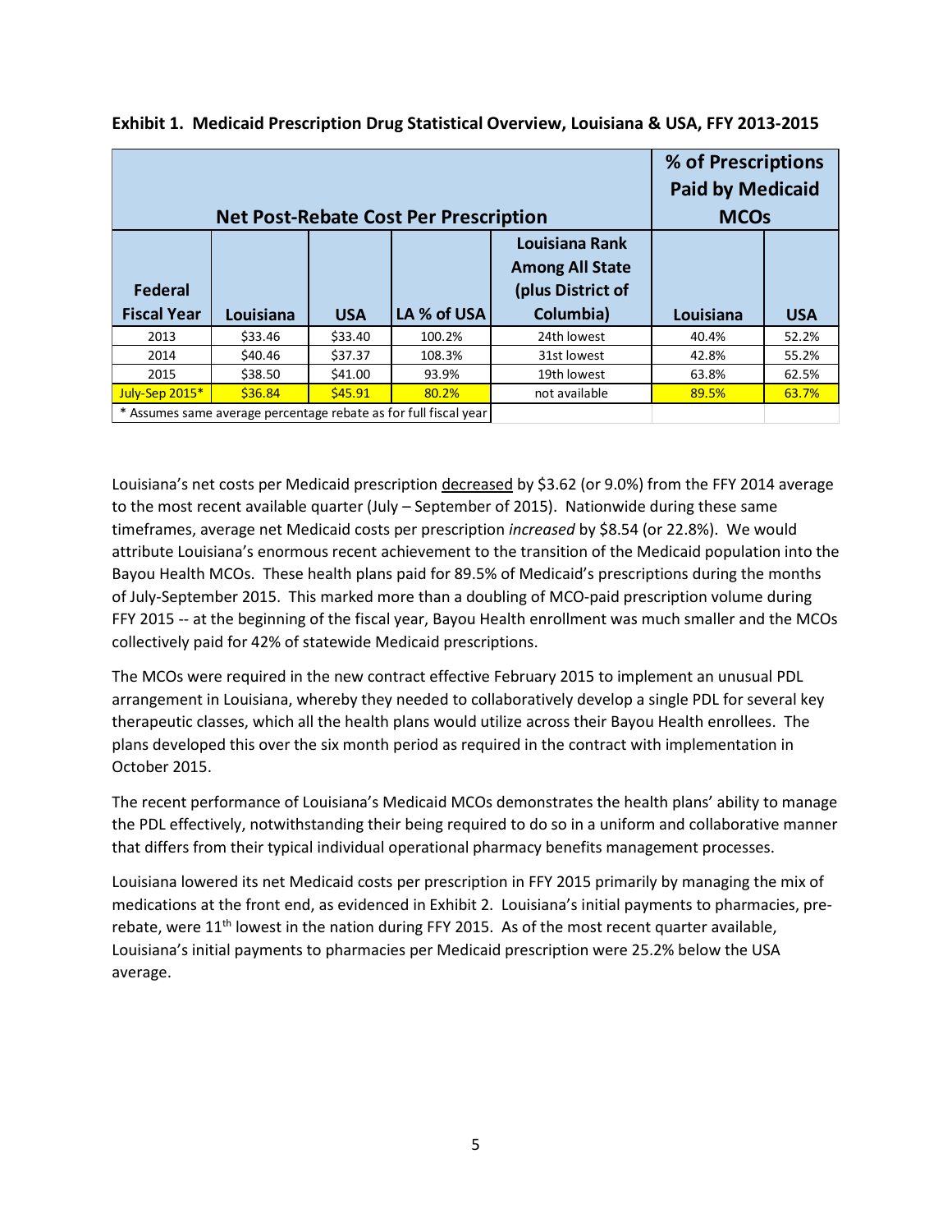**Exhibit 1. Medicaid Prescription Drug Statistical Overview, Louisiana & USA, FFY 2013-2015**

| Net Post-Rebate Cost Per Prescription | | | | | % of Prescriptions Paid by Medicaid MCOs | |
|---|---|---|---|---|---|---|
| Federal Fiscal Year | Louisiana | USA | LA % of USA | Louisiana Rank Among All State (plus District of Columbia) | Louisiana | USA |
| 2013 | $33.46 | $33.40 | 100.2% | 24th lowest | 40.4% | 52.2% |
| 2014 | $40.46 | $37.37 | 108.3% | 31st lowest | 42.8% | 55.2% |
| 2015 | $38.50 | $41.00 | 93.9% | 19th lowest | 63.8% | 62.5% |
| July-Sep 2015* | $36.84 | $45.91 | 80.2% | not available | 89.5% | 63.7% |
| * Assumes same average percentage rebate as for full fiscal year | | | | | | |

Louisiana's net costs per Medicaid prescription decreased by $3.62 (or 9.0%) from the FFY 2014 average to the most recent available quarter (July – September of 2015). Nationwide during these same timeframes, average net Medicaid costs per prescription *increased* by $8.54 (or 22.8%). We would attribute Louisiana's enormous recent achievement to the transition of the Medicaid population into the Bayou Health MCOs. These health plans paid for 89.5% of Medicaid's prescriptions during the months of July-September 2015. This marked more than a doubling of MCO-paid prescription volume during FFY 2015 -- at the beginning of the fiscal year, Bayou Health enrollment was much smaller and the MCOs collectively paid for 42% of statewide Medicaid prescriptions.

The MCOs were required in the new contract effective February 2015 to implement an unusual PDL arrangement in Louisiana, whereby they needed to collaboratively develop a single PDL for several key therapeutic classes, which all the health plans would utilize across their Bayou Health enrollees. The plans developed this over the six month period as required in the contract with implementation in October 2015.

The recent performance of Louisiana's Medicaid MCOs demonstrates the health plans' ability to manage the PDL effectively, notwithstanding their being required to do so in a uniform and collaborative manner that differs from their typical individual operational pharmacy benefits management processes.

Louisiana lowered its net Medicaid costs per prescription in FFY 2015 primarily by managing the mix of medications at the front end, as evidenced in Exhibit 2. Louisiana's initial payments to pharmacies, pre-rebate, were 11th lowest in the nation during FFY 2015. As of the most recent quarter available, Louisiana's initial payments to pharmacies per Medicaid prescription were 25.2% below the USA average.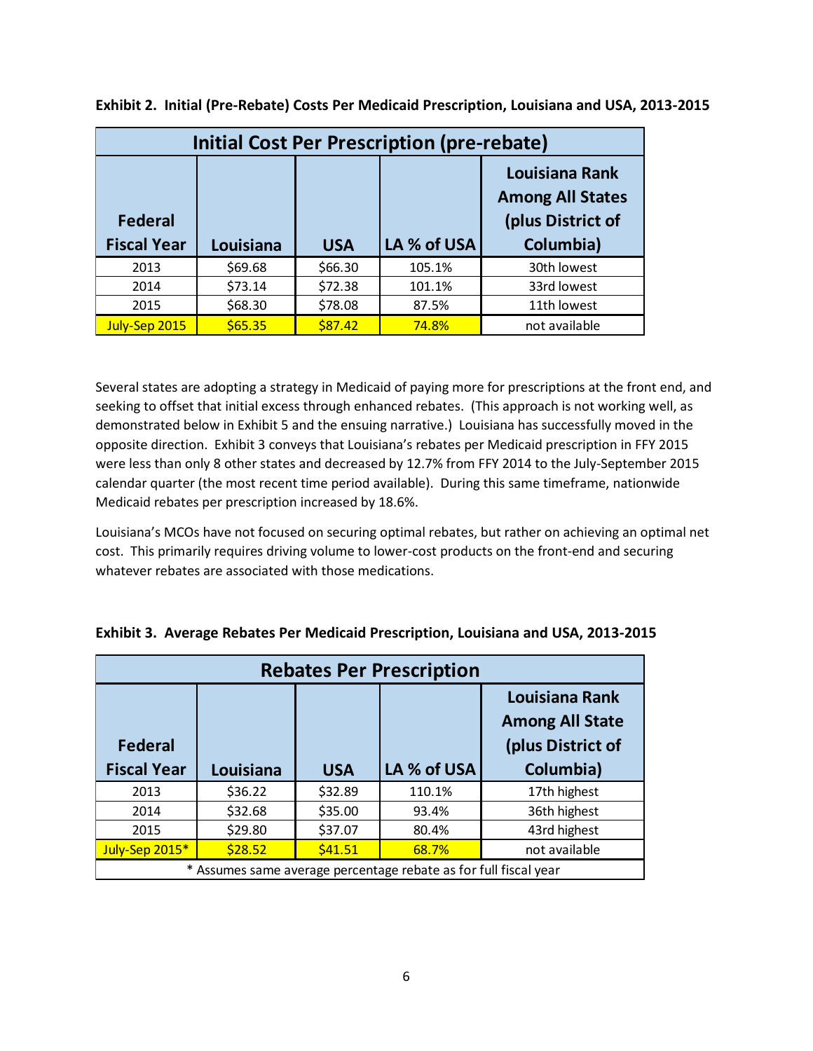**Exhibit 2. Initial (Pre-Rebate) Costs Per Medicaid Prescription, Louisiana and USA, 2013-2015**

| Initial Cost Per Prescription (pre-rebate) | | | | |
|---|---|---|---|---|
| Federal Fiscal Year | Louisiana | USA | LA % of USA | Louisiana Rank Among All States (plus District of Columbia) |
| 2013 | $69.68 | $66.30 | 105.1% | 30th lowest |
| 2014 | $73.14 | $72.38 | 101.1% | 33rd lowest |
| 2015 | $68.30 | $78.08 | 87.5% | 11th lowest |
| July-Sep 2015 | $65.35 | $87.42 | 74.8% | not available |

Several states are adopting a strategy in Medicaid of paying more for prescriptions at the front end, and seeking to offset that initial excess through enhanced rebates. (This approach is not working well, as demonstrated below in Exhibit 5 and the ensuing narrative.) Louisiana has successfully moved in the opposite direction. Exhibit 3 conveys that Louisiana's rebates per Medicaid prescription in FFY 2015 were less than only 8 other states and decreased by 12.7% from FFY 2014 to the July-September 2015 calendar quarter (the most recent time period available). During this same timeframe, nationwide Medicaid rebates per prescription increased by 18.6%.

Louisiana's MCOs have not focused on securing optimal rebates, but rather on achieving an optimal net cost. This primarily requires driving volume to lower-cost products on the front-end and securing whatever rebates are associated with those medications.

**Exhibit 3. Average Rebates Per Medicaid Prescription, Louisiana and USA, 2013-2015**

| Rebates Per Prescription | | | | |
|---|---|---|---|---|
| Federal Fiscal Year | Louisiana | USA | LA % of USA | Louisiana Rank Among All State (plus District of Columbia) |
| 2013 | $36.22 | $32.89 | 110.1% | 17th highest |
| 2014 | $32.68 | $35.00 | 93.4% | 36th highest |
| 2015 | $29.80 | $37.07 | 80.4% | 43rd highest |
| July-Sep 2015* | $28.52 | $41.51 | 68.7% | not available |
| * Assumes same average percentage rebate as for full fiscal year | | | | |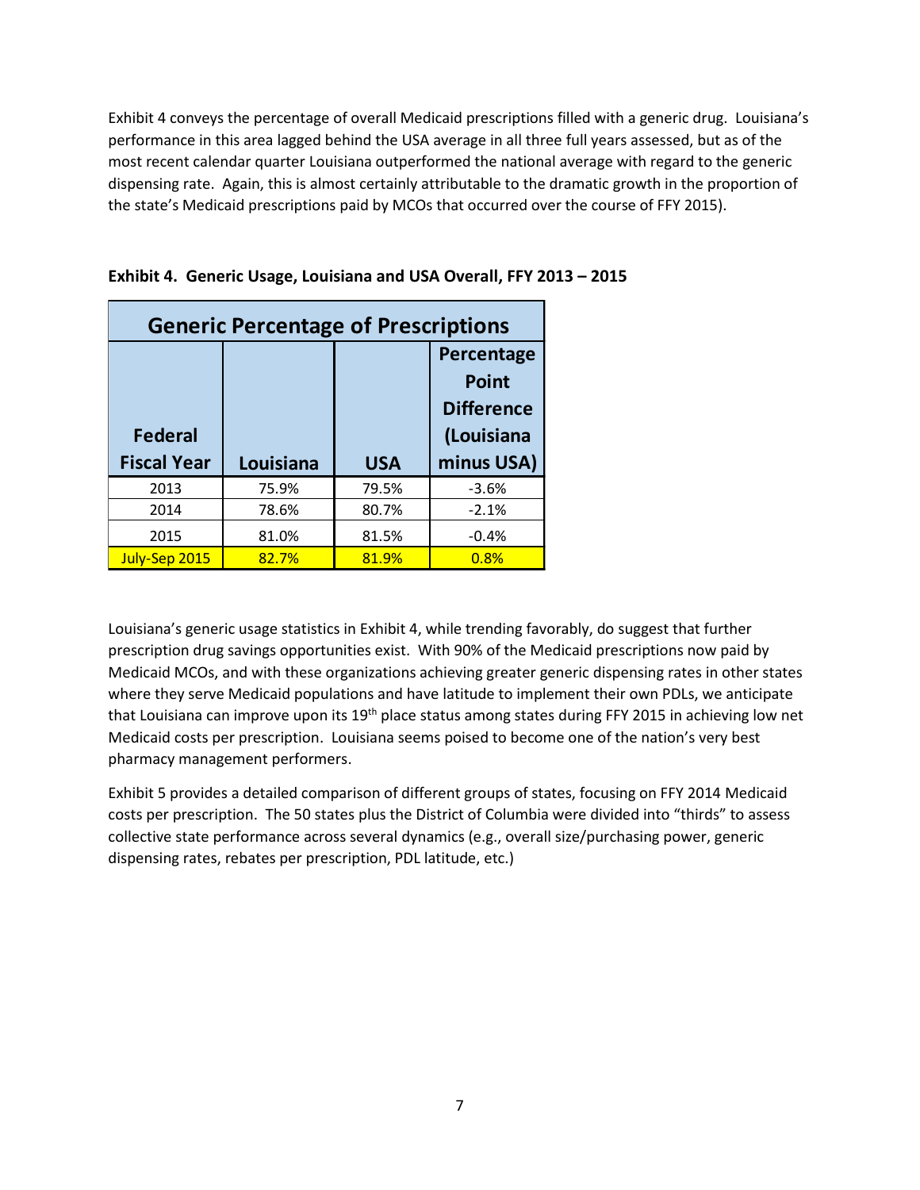Exhibit 4 conveys the percentage of overall Medicaid prescriptions filled with a generic drug. Louisiana's performance in this area lagged behind the USA average in all three full years assessed, but as of the most recent calendar quarter Louisiana outperformed the national average with regard to the generic dispensing rate. Again, this is almost certainly attributable to the dramatic growth in the proportion of the state's Medicaid prescriptions paid by MCOs that occurred over the course of FFY 2015).

**Exhibit 4. Generic Usage, Louisiana and USA Overall, FFY 2013 – 2015**

| Generic Percentage of Prescriptions | | | |
|---|---|---|---|
| **Federal Fiscal Year** | **Louisiana** | **USA** | **Percentage Point Difference (Louisiana minus USA)** |
| 2013 | 75.9% | 79.5% | -3.6% |
| 2014 | 78.6% | 80.7% | -2.1% |
| 2015 | 81.0% | 81.5% | -0.4% |
| July-Sep 2015 | 82.7% | 81.9% | 0.8% |

Louisiana's generic usage statistics in Exhibit 4, while trending favorably, do suggest that further prescription drug savings opportunities exist. With 90% of the Medicaid prescriptions now paid by Medicaid MCOs, and with these organizations achieving greater generic dispensing rates in other states where they serve Medicaid populations and have latitude to implement their own PDLs, we anticipate that Louisiana can improve upon its 19th place status among states during FFY 2015 in achieving low net Medicaid costs per prescription. Louisiana seems poised to become one of the nation's very best pharmacy management performers.

Exhibit 5 provides a detailed comparison of different groups of states, focusing on FFY 2014 Medicaid costs per prescription. The 50 states plus the District of Columbia were divided into "thirds" to assess collective state performance across several dynamics (e.g., overall size/purchasing power, generic dispensing rates, rebates per prescription, PDL latitude, etc.)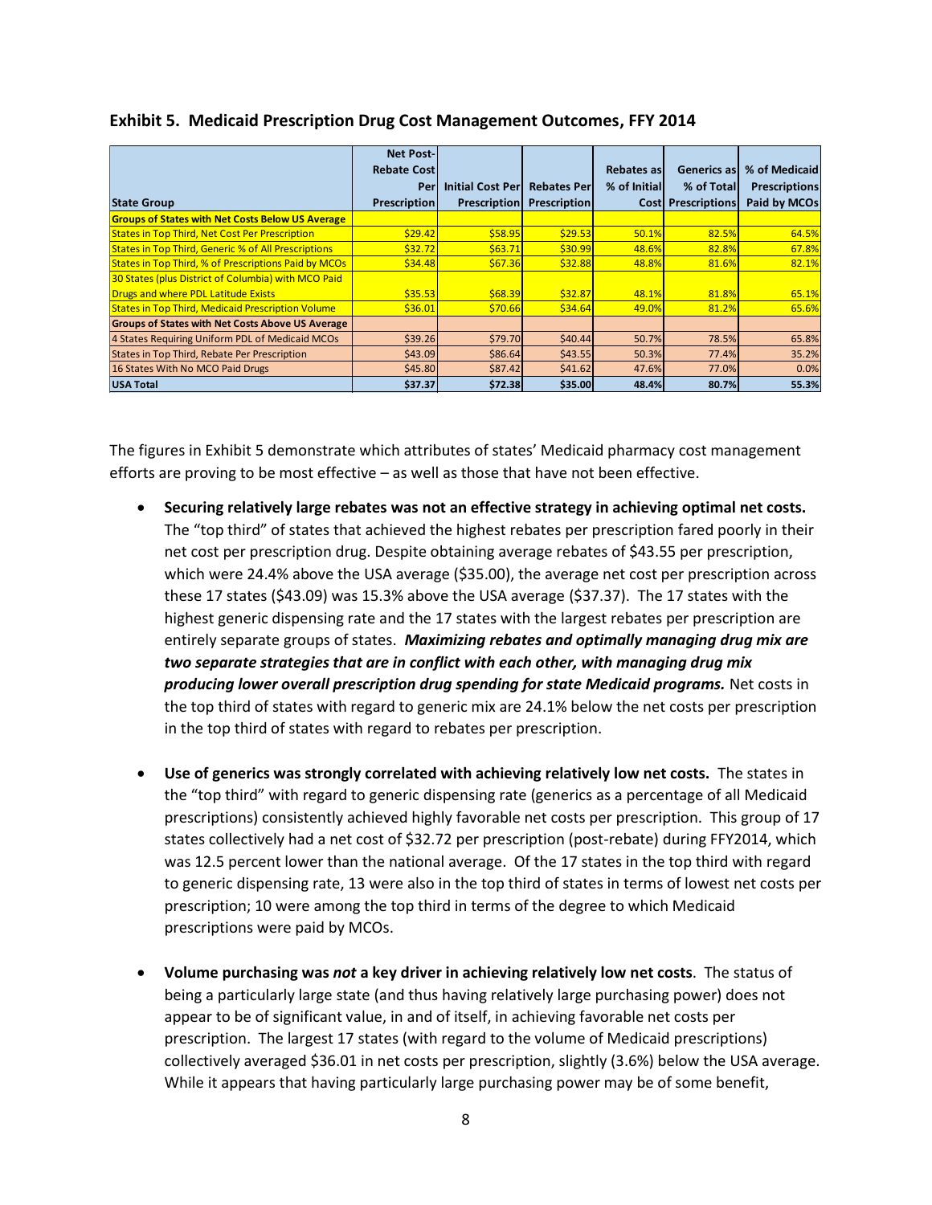**Exhibit 5. Medicaid Prescription Drug Cost Management Outcomes, FFY 2014**

| State Group | Net Post-Rebate Cost Per Prescription | Initial Cost Per Prescription | Rebates Per Prescription | Rebates as % of Initial Cost | Generics as % of Total Prescriptions | % of Medicaid Prescriptions Paid by MCOs |
|---|---|---|---|---|---|---|
| **Groups of States with Net Costs Below US Average** | | | | | | |
| States in Top Third, Net Cost Per Prescription | $29.42 | $58.95 | $29.53 | 50.1% | 82.5% | 64.5% |
| States in Top Third, Generic % of All Prescriptions | $32.72 | $63.71 | $30.99 | 48.6% | 82.8% | 67.8% |
| States in Top Third, % of Prescriptions Paid by MCOs | $34.48 | $67.36 | $32.88 | 48.8% | 81.6% | 82.1% |
| 30 States (plus District of Columbia) with MCO Paid Drugs and where PDL Latitude Exists | $35.53 | $68.39 | $32.87 | 48.1% | 81.8% | 65.1% |
| States in Top Third, Medicaid Prescription Volume | $36.01 | $70.66 | $34.64 | 49.0% | 81.2% | 65.6% |
| **Groups of States with Net Costs Above US Average** | | | | | | |
| 4 States Requiring Uniform PDL of Medicaid MCOs | $39.26 | $79.70 | $40.44 | 50.7% | 78.5% | 65.8% |
| States in Top Third, Rebate Per Prescription | $43.09 | $86.64 | $43.55 | 50.3% | 77.4% | 35.2% |
| 16 States With No MCO Paid Drugs | $45.80 | $87.42 | $41.62 | 47.6% | 77.0% | 0.0% |
| **USA Total** | **$37.37** | **$72.38** | **$35.00** | **48.4%** | **80.7%** | **55.3%** |

The figures in Exhibit 5 demonstrate which attributes of states' Medicaid pharmacy cost management efforts are proving to be most effective – as well as those that have not been effective.

- **Securing relatively large rebates was not an effective strategy in achieving optimal net costs.** The "top third" of states that achieved the highest rebates per prescription fared poorly in their net cost per prescription drug. Despite obtaining average rebates of $43.55 per prescription, which were 24.4% above the USA average ($35.00), the average net cost per prescription across these 17 states ($43.09) was 15.3% above the USA average ($37.37). The 17 states with the highest generic dispensing rate and the 17 states with the largest rebates per prescription are entirely separate groups of states. ***Maximizing rebates and optimally managing drug mix are two separate strategies that are in conflict with each other, with managing drug mix producing lower overall prescription drug spending for state Medicaid programs.*** Net costs in the top third of states with regard to generic mix are 24.1% below the net costs per prescription in the top third of states with regard to rebates per prescription.

- **Use of generics was strongly correlated with achieving relatively low net costs.** The states in the "top third" with regard to generic dispensing rate (generics as a percentage of all Medicaid prescriptions) consistently achieved highly favorable net costs per prescription. This group of 17 states collectively had a net cost of $32.72 per prescription (post-rebate) during FFY2014, which was 12.5 percent lower than the national average. Of the 17 states in the top third with regard to generic dispensing rate, 13 were also in the top third of states in terms of lowest net costs per prescription; 10 were among the top third in terms of the degree to which Medicaid prescriptions were paid by MCOs.

- **Volume purchasing was *not* a key driver in achieving relatively low net costs**. The status of being a particularly large state (and thus having relatively large purchasing power) does not appear to be of significant value, in and of itself, in achieving favorable net costs per prescription. The largest 17 states (with regard to the volume of Medicaid prescriptions) collectively averaged $36.01 in net costs per prescription, slightly (3.6%) below the USA average. While it appears that having particularly large purchasing power may be of some benefit,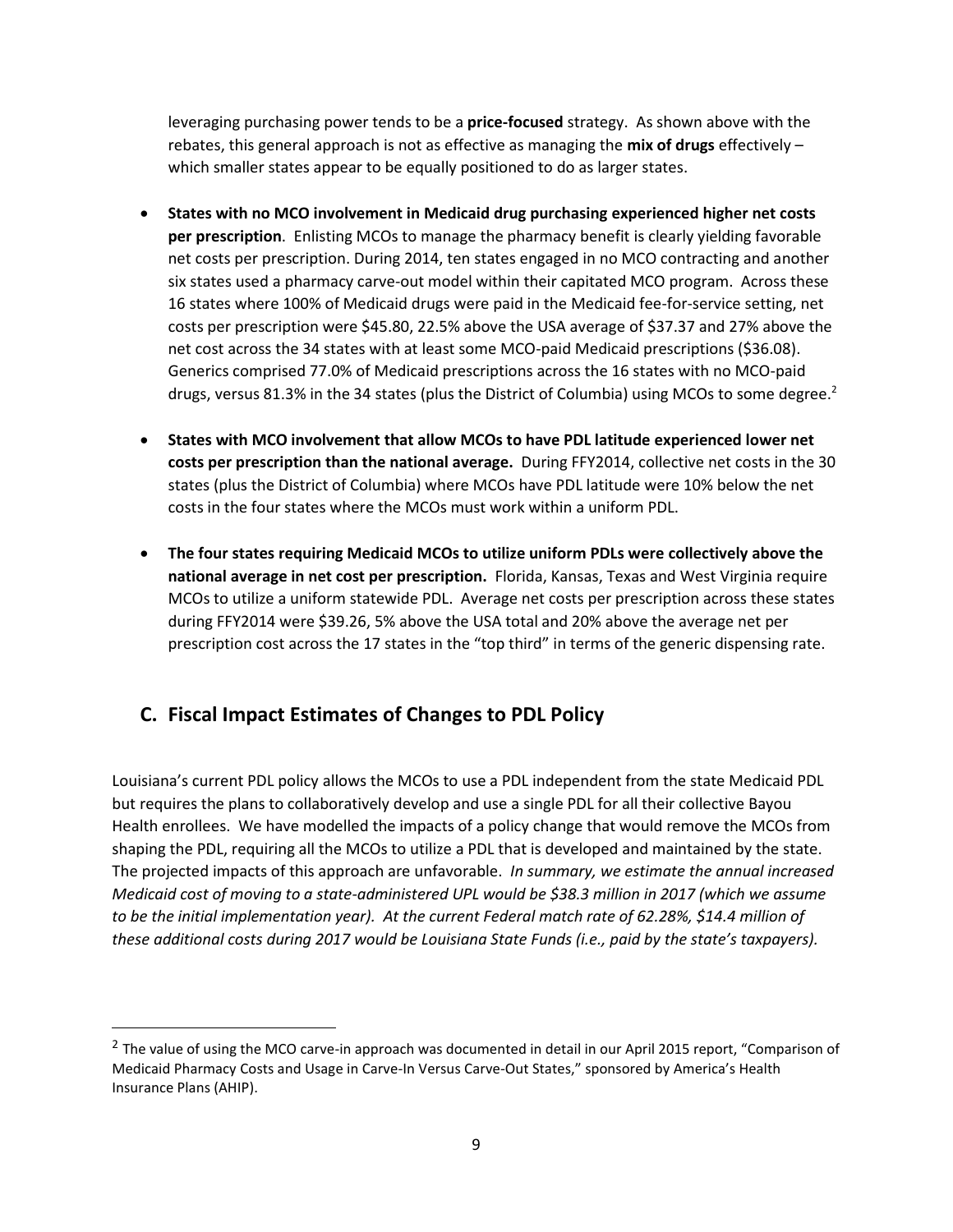leveraging purchasing power tends to be a **price-focused** strategy. As shown above with the rebates, this general approach is not as effective as managing the **mix of drugs** effectively – which smaller states appear to be equally positioned to do as larger states.

- **States with no MCO involvement in Medicaid drug purchasing experienced higher net costs per prescription**. Enlisting MCOs to manage the pharmacy benefit is clearly yielding favorable net costs per prescription. During 2014, ten states engaged in no MCO contracting and another six states used a pharmacy carve-out model within their capitated MCO program. Across these 16 states where 100% of Medicaid drugs were paid in the Medicaid fee-for-service setting, net costs per prescription were $45.80, 22.5% above the USA average of $37.37 and 27% above the net cost across the 34 states with at least some MCO-paid Medicaid prescriptions ($36.08). Generics comprised 77.0% of Medicaid prescriptions across the 16 states with no MCO-paid drugs, versus 81.3% in the 34 states (plus the District of Columbia) using MCOs to some degree.[2]

- **States with MCO involvement that allow MCOs to have PDL latitude experienced lower net costs per prescription than the national average.** During FFY2014, collective net costs in the 30 states (plus the District of Columbia) where MCOs have PDL latitude were 10% below the net costs in the four states where the MCOs must work within a uniform PDL.

- **The four states requiring Medicaid MCOs to utilize uniform PDLs were collectively above the national average in net cost per prescription.** Florida, Kansas, Texas and West Virginia require MCOs to utilize a uniform statewide PDL. Average net costs per prescription across these states during FFY2014 were $39.26, 5% above the USA total and 20% above the average net per prescription cost across the 17 states in the "top third" in terms of the generic dispensing rate.

## C. Fiscal Impact Estimates of Changes to PDL Policy

Louisiana's current PDL policy allows the MCOs to use a PDL independent from the state Medicaid PDL but requires the plans to collaboratively develop and use a single PDL for all their collective Bayou Health enrollees. We have modelled the impacts of a policy change that would remove the MCOs from shaping the PDL, requiring all the MCOs to utilize a PDL that is developed and maintained by the state. The projected impacts of this approach are unfavorable. *In summary, we estimate the annual increased Medicaid cost of moving to a state-administered UPL would be $38.3 million in 2017 (which we assume to be the initial implementation year). At the current Federal match rate of 62.28%, $14.4 million of these additional costs during 2017 would be Louisiana State Funds (i.e., paid by the state's taxpayers).*

---

[2] The value of using the MCO carve-in approach was documented in detail in our April 2015 report, "Comparison of Medicaid Pharmacy Costs and Usage in Carve-In Versus Carve-Out States," sponsored by America's Health Insurance Plans (AHIP).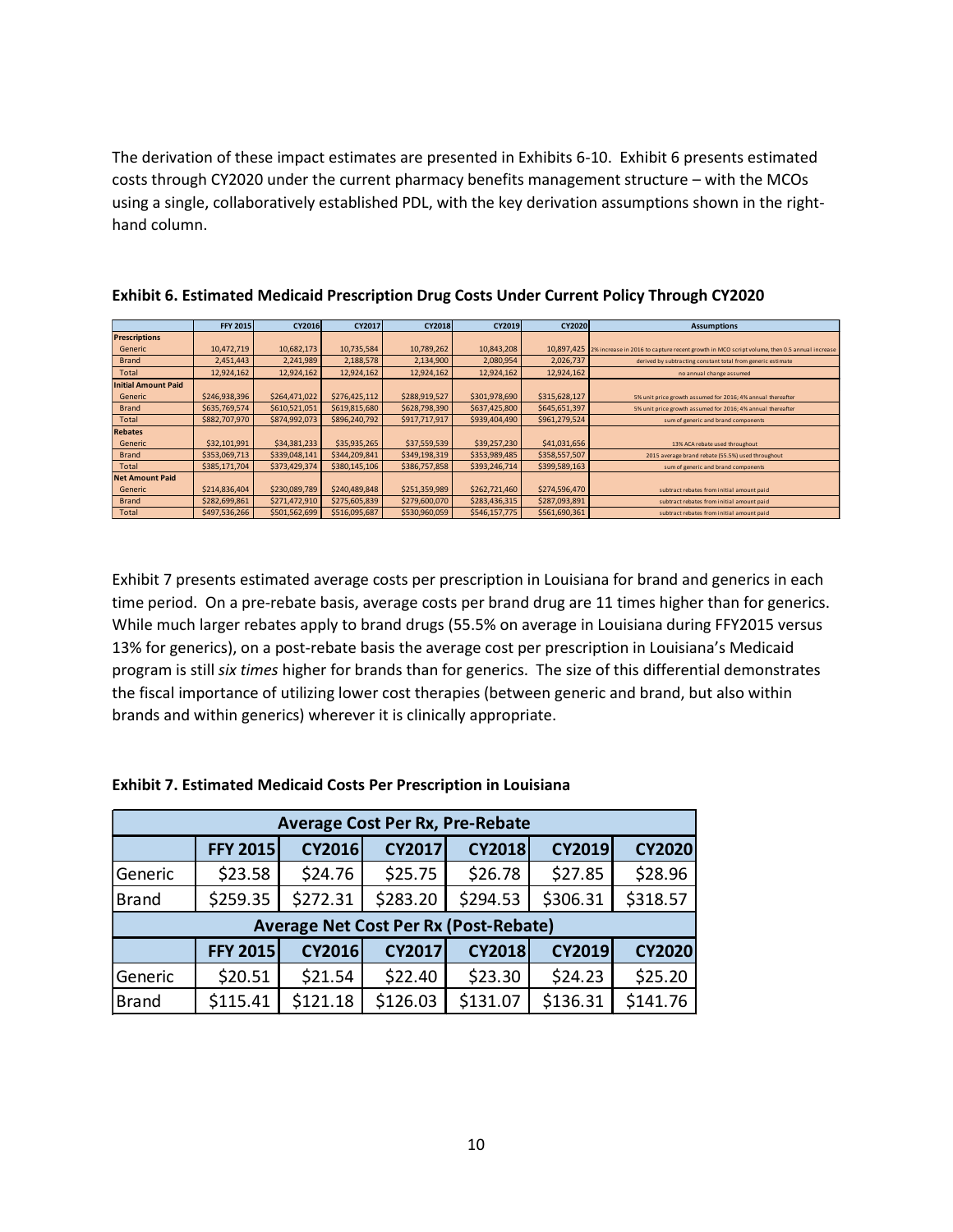The derivation of these impact estimates are presented in Exhibits 6-10. Exhibit 6 presents estimated costs through CY2020 under the current pharmacy benefits management structure – with the MCOs using a single, collaboratively established PDL, with the key derivation assumptions shown in the right-hand column.

**Exhibit 6. Estimated Medicaid Prescription Drug Costs Under Current Policy Through CY2020**

| | FFY 2015 | CY2016 | CY2017 | CY2018 | CY2019 | CY2020 | Assumptions |
|---|---|---|---|---|---|---|---|
| **Prescriptions** | | | | | | | |
| Generic | 10,472,719 | 10,682,173 | 10,735,584 | 10,789,262 | 10,843,208 | 10,897,425 | 2% increase in 2016 to capture recent growth in MCO script volume, then 0.5 annual increase |
| Brand | 2,451,443 | 2,241,989 | 2,188,578 | 2,134,900 | 2,080,954 | 2,026,737 | derived by subtracting constant total from generic estimate |
| Total | 12,924,162 | 12,924,162 | 12,924,162 | 12,924,162 | 12,924,162 | 12,924,162 | no annual change assumed |
| **Initial Amount Paid** | | | | | | | |
| Generic | $246,938,396 | $264,471,022 | $276,425,112 | $288,919,527 | $301,978,690 | $315,628,127 | 5% unit price growth assumed for 2016; 4% annual thereafter |
| Brand | $635,769,574 | $610,521,051 | $619,815,680 | $628,798,390 | $637,425,800 | $645,651,397 | 5% unit price growth assumed for 2016; 4% annual thereafter |
| Total | $882,707,970 | $874,992,073 | $896,240,792 | $917,717,917 | $939,404,490 | $961,279,524 | sum of generic and brand components |
| **Rebates** | | | | | | | |
| Generic | $32,101,991 | $34,381,233 | $35,935,265 | $37,559,539 | $39,257,230 | $41,031,656 | 13% ACA rebate used throughout |
| Brand | $353,069,713 | $339,048,141 | $344,209,841 | $349,198,319 | $353,989,485 | $358,557,507 | 2015 average brand rebate (55.5%) used throughout |
| Total | $385,171,704 | $373,429,374 | $380,145,106 | $386,757,858 | $393,246,714 | $399,589,163 | sum of generic and brand components |
| **Net Amount Paid** | | | | | | | |
| Generic | $214,836,404 | $230,089,789 | $240,489,848 | $251,359,989 | $262,721,460 | $274,596,470 | subtract rebates from initial amount paid |
| Brand | $282,699,861 | $271,472,910 | $275,605,839 | $279,600,070 | $283,436,315 | $287,093,891 | subtract rebates from initial amount paid |
| Total | $497,536,266 | $501,562,699 | $516,095,687 | $530,960,059 | $546,157,775 | $561,690,361 | subtract rebates from initial amount paid |

Exhibit 7 presents estimated average costs per prescription in Louisiana for brand and generics in each time period. On a pre-rebate basis, average costs per brand drug are 11 times higher than for generics. While much larger rebates apply to brand drugs (55.5% on average in Louisiana during FFY2015 versus 13% for generics), on a post-rebate basis the average cost per prescription in Louisiana's Medicaid program is still *six times* higher for brands than for generics. The size of this differential demonstrates the fiscal importance of utilizing lower cost therapies (between generic and brand, but also within brands and within generics) wherever it is clinically appropriate.

**Exhibit 7. Estimated Medicaid Costs Per Prescription in Louisiana**

| Average Cost Per Rx, Pre-Rebate | | | | | | |
|---|---|---|---|---|---|---|
| | **FFY 2015** | **CY2016** | **CY2017** | **CY2018** | **CY2019** | **CY2020** |
| Generic | $23.58 | $24.76 | $25.75 | $26.78 | $27.85 | $28.96 |
| Brand | $259.35 | $272.31 | $283.20 | $294.53 | $306.31 | $318.57 |
| **Average Net Cost Per Rx (Post-Rebate)** | | | | | | |
| | **FFY 2015** | **CY2016** | **CY2017** | **CY2018** | **CY2019** | **CY2020** |
| Generic | $20.51 | $21.54 | $22.40 | $23.30 | $24.23 | $25.20 |
| Brand | $115.41 | $121.18 | $126.03 | $131.07 | $136.31 | $141.76 |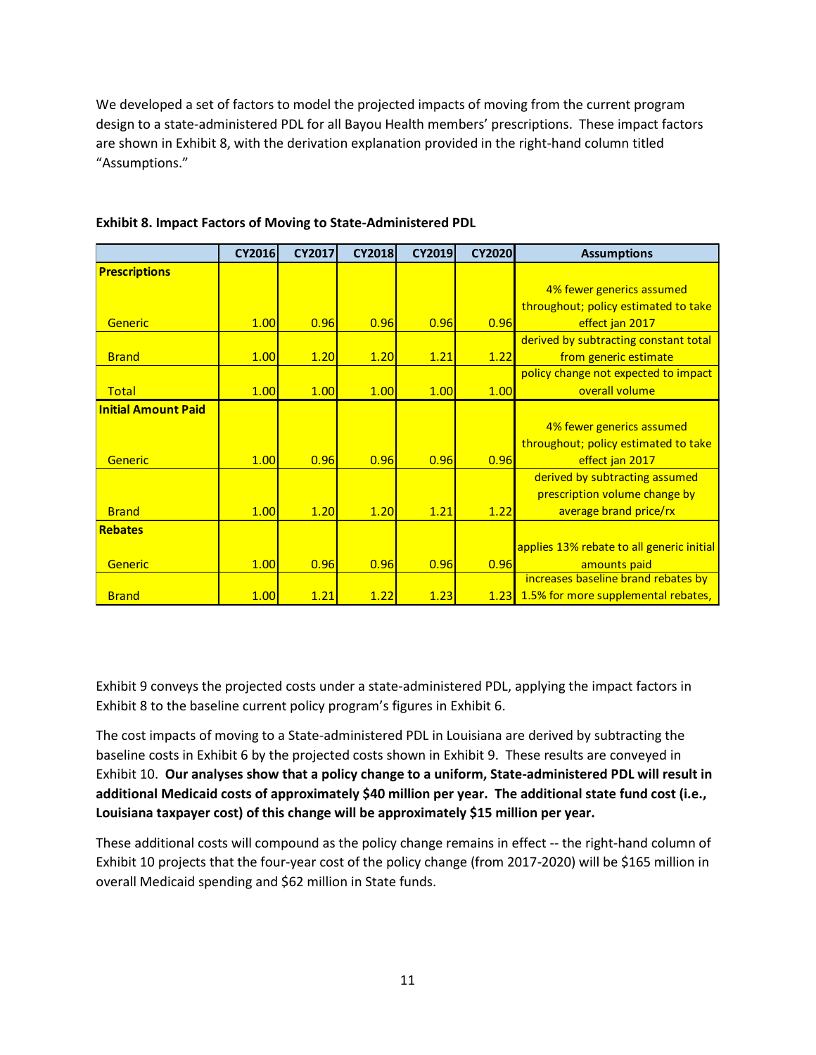We developed a set of factors to model the projected impacts of moving from the current program design to a state-administered PDL for all Bayou Health members' prescriptions. These impact factors are shown in Exhibit 8, with the derivation explanation provided in the right-hand column titled "Assumptions."

**Exhibit 8. Impact Factors of Moving to State-Administered PDL**

| | CY2016 | CY2017 | CY2018 | CY2019 | CY2020 | Assumptions |
|---|---|---|---|---|---|---|
| **Prescriptions** | | | | | | |
| Generic | 1.00 | 0.96 | 0.96 | 0.96 | 0.96 | 4% fewer generics assumed throughout; policy estimated to take effect jan 2017 |
| Brand | 1.00 | 1.20 | 1.20 | 1.21 | 1.22 | derived by subtracting constant total from generic estimate |
| Total | 1.00 | 1.00 | 1.00 | 1.00 | 1.00 | policy change not expected to impact overall volume |
| **Initial Amount Paid** | | | | | | |
| Generic | 1.00 | 0.96 | 0.96 | 0.96 | 0.96 | 4% fewer generics assumed throughout; policy estimated to take effect jan 2017 |
| Brand | 1.00 | 1.20 | 1.20 | 1.21 | 1.22 | derived by subtracting assumed prescription volume change by average brand price/rx |
| **Rebates** | | | | | | |
| Generic | 1.00 | 0.96 | 0.96 | 0.96 | 0.96 | applies 13% rebate to all generic initial amounts paid |
| Brand | 1.00 | 1.21 | 1.22 | 1.23 | 1.23 | increases baseline brand rebates by 1.5% for more supplemental rebates, |

Exhibit 9 conveys the projected costs under a state-administered PDL, applying the impact factors in Exhibit 8 to the baseline current policy program's figures in Exhibit 6.

The cost impacts of moving to a State-administered PDL in Louisiana are derived by subtracting the baseline costs in Exhibit 6 by the projected costs shown in Exhibit 9. These results are conveyed in Exhibit 10. **Our analyses show that a policy change to a uniform, State-administered PDL will result in additional Medicaid costs of approximately $40 million per year. The additional state fund cost (i.e., Louisiana taxpayer cost) of this change will be approximately $15 million per year.**

These additional costs will compound as the policy change remains in effect -- the right-hand column of Exhibit 10 projects that the four-year cost of the policy change (from 2017-2020) will be $165 million in overall Medicaid spending and $62 million in State funds.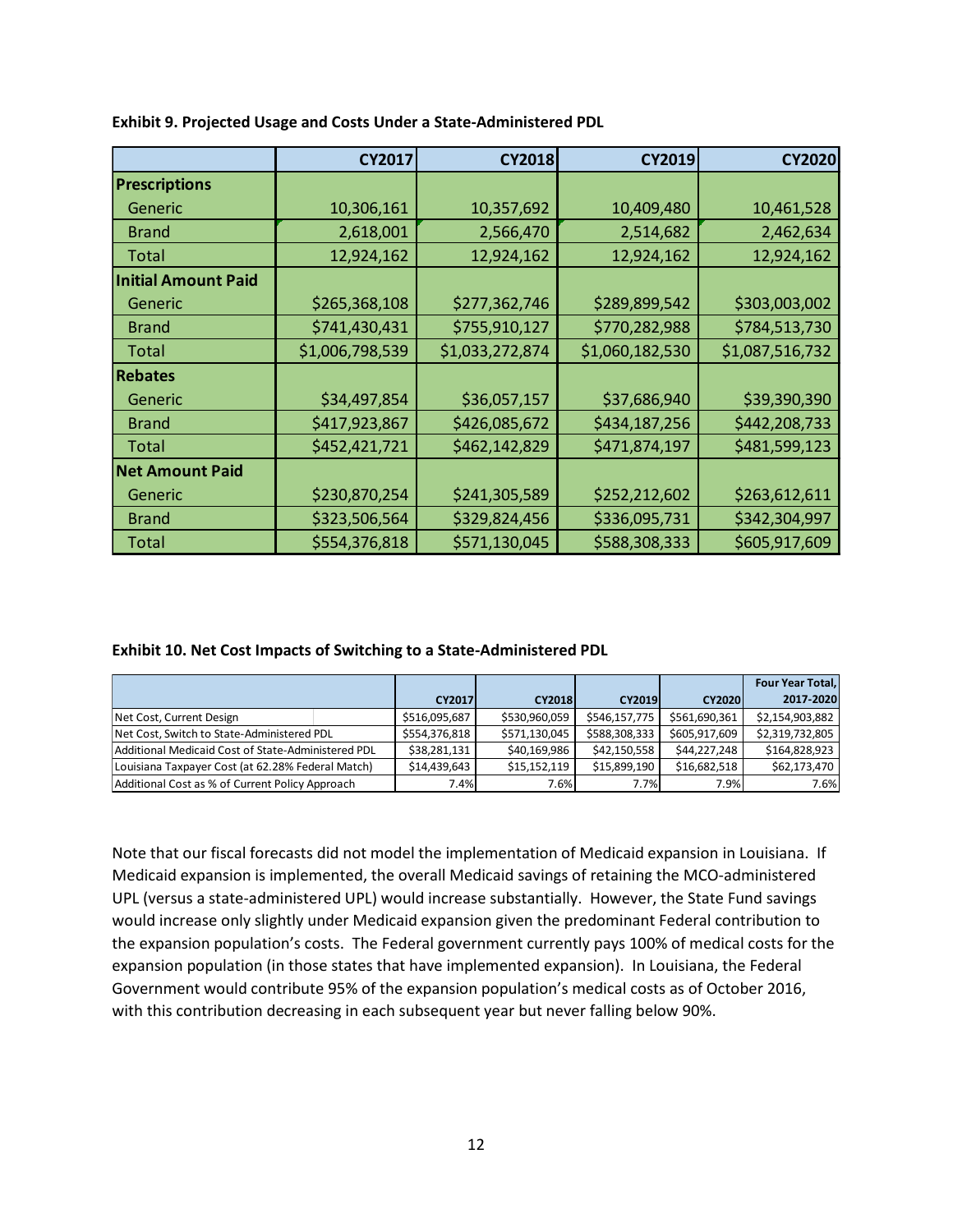**Exhibit 9. Projected Usage and Costs Under a State-Administered PDL**

| | CY2017 | CY2018 | CY2019 | CY2020 |
|---|---|---|---|---|
| **Prescriptions** | | | | |
| Generic | 10,306,161 | 10,357,692 | 10,409,480 | 10,461,528 |
| Brand | 2,618,001 | 2,566,470 | 2,514,682 | 2,462,634 |
| Total | 12,924,162 | 12,924,162 | 12,924,162 | 12,924,162 |
| **Initial Amount Paid** | | | | |
| Generic | $265,368,108 | $277,362,746 | $289,899,542 | $303,003,002 |
| Brand | $741,430,431 | $755,910,127 | $770,282,988 | $784,513,730 |
| Total | $1,006,798,539 | $1,033,272,874 | $1,060,182,530 | $1,087,516,732 |
| **Rebates** | | | | |
| Generic | $34,497,854 | $36,057,157 | $37,686,940 | $39,390,390 |
| Brand | $417,923,867 | $426,085,672 | $434,187,256 | $442,208,733 |
| Total | $452,421,721 | $462,142,829 | $471,874,197 | $481,599,123 |
| **Net Amount Paid** | | | | |
| Generic | $230,870,254 | $241,305,589 | $252,212,602 | $263,612,611 |
| Brand | $323,506,564 | $329,824,456 | $336,095,731 | $342,304,997 |
| Total | $554,376,818 | $571,130,045 | $588,308,333 | $605,917,609 |

**Exhibit 10. Net Cost Impacts of Switching to a State-Administered PDL**

| | CY2017 | CY2018 | CY2019 | CY2020 | Four Year Total, 2017-2020 |
|---|---|---|---|---|---|
| Net Cost, Current Design | $516,095,687 | $530,960,059 | $546,157,775 | $561,690,361 | $2,154,903,882 |
| Net Cost, Switch to State-Administered PDL | $554,376,818 | $571,130,045 | $588,308,333 | $605,917,609 | $2,319,732,805 |
| Additional Medicaid Cost of State-Administered PDL | $38,281,131 | $40,169,986 | $42,150,558 | $44,227,248 | $164,828,923 |
| Louisiana Taxpayer Cost (at 62.28% Federal Match) | $14,439,643 | $15,152,119 | $15,899,190 | $16,682,518 | $62,173,470 |
| Additional Cost as % of Current Policy Approach | 7.4% | 7.6% | 7.7% | 7.9% | 7.6% |

Note that our fiscal forecasts did not model the implementation of Medicaid expansion in Louisiana. If Medicaid expansion is implemented, the overall Medicaid savings of retaining the MCO-administered UPL (versus a state-administered UPL) would increase substantially. However, the State Fund savings would increase only slightly under Medicaid expansion given the predominant Federal contribution to the expansion population's costs. The Federal government currently pays 100% of medical costs for the expansion population (in those states that have implemented expansion). In Louisiana, the Federal Government would contribute 95% of the expansion population's medical costs as of October 2016, with this contribution decreasing in each subsequent year but never falling below 90%.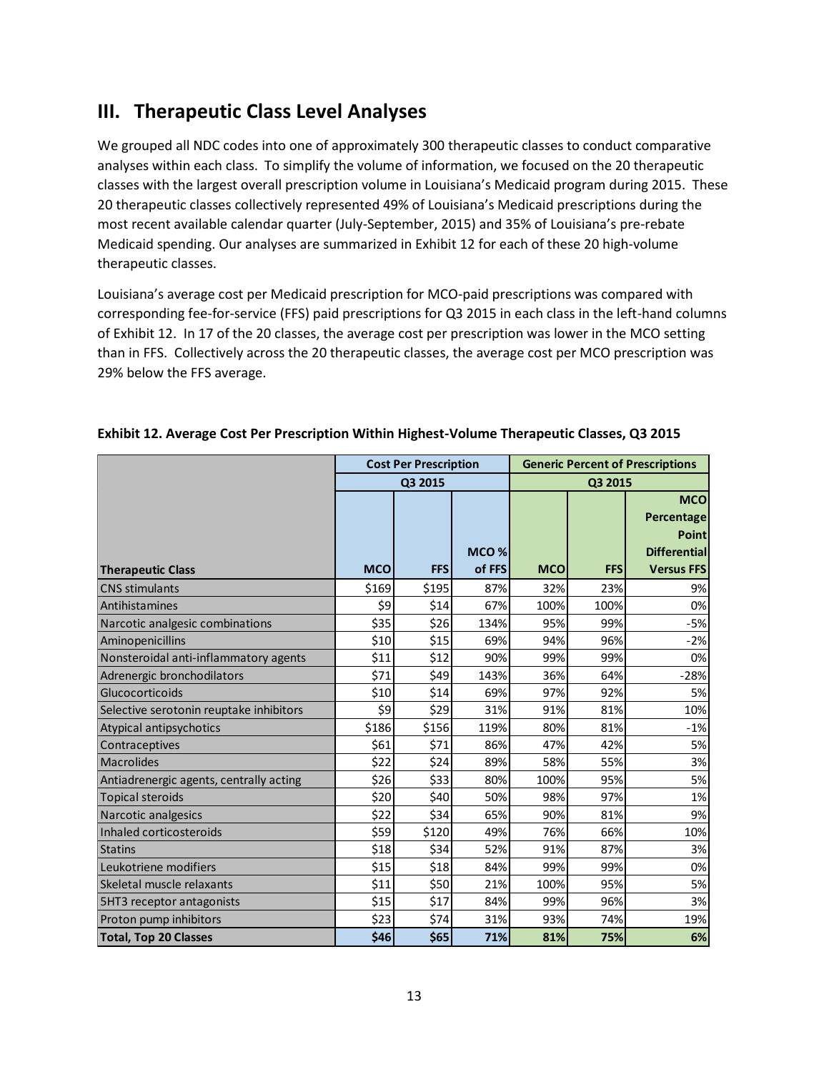## III. Therapeutic Class Level Analyses

We grouped all NDC codes into one of approximately 300 therapeutic classes to conduct comparative analyses within each class. To simplify the volume of information, we focused on the 20 therapeutic classes with the largest overall prescription volume in Louisiana's Medicaid program during 2015. These 20 therapeutic classes collectively represented 49% of Louisiana's Medicaid prescriptions during the most recent available calendar quarter (July-September, 2015) and 35% of Louisiana's pre-rebate Medicaid spending. Our analyses are summarized in Exhibit 12 for each of these 20 high-volume therapeutic classes.

Louisiana's average cost per Medicaid prescription for MCO-paid prescriptions was compared with corresponding fee-for-service (FFS) paid prescriptions for Q3 2015 in each class in the left-hand columns of Exhibit 12. In 17 of the 20 classes, the average cost per prescription was lower in the MCO setting than in FFS. Collectively across the 20 therapeutic classes, the average cost per MCO prescription was 29% below the FFS average.

**Exhibit 12. Average Cost Per Prescription Within Highest-Volume Therapeutic Classes, Q3 2015**

| | Cost Per Prescription | | | Generic Percent of Prescriptions | | |
|---|---|---|---|---|---|---|
| | Q3 2015 | | | Q3 2015 | | |
| **Therapeutic Class** | **MCO** | **FFS** | **MCO % of FFS** | **MCO** | **FFS** | **MCO Percentage Point Differential Versus FFS** |
| CNS stimulants | $169 | $195 | 87% | 32% | 23% | 9% |
| Antihistamines | $9 | $14 | 67% | 100% | 100% | 0% |
| Narcotic analgesic combinations | $35 | $26 | 134% | 95% | 99% | -5% |
| Aminopenicillins | $10 | $15 | 69% | 94% | 96% | -2% |
| Nonsteroidal anti-inflammatory agents | $11 | $12 | 90% | 99% | 99% | 0% |
| Adrenergic bronchodilators | $71 | $49 | 143% | 36% | 64% | -28% |
| Glucocorticoids | $10 | $14 | 69% | 97% | 92% | 5% |
| Selective serotonin reuptake inhibitors | $9 | $29 | 31% | 91% | 81% | 10% |
| Atypical antipsychotics | $186 | $156 | 119% | 80% | 81% | -1% |
| Contraceptives | $61 | $71 | 86% | 47% | 42% | 5% |
| Macrolides | $22 | $24 | 89% | 58% | 55% | 3% |
| Antiadrenergic agents, centrally acting | $26 | $33 | 80% | 100% | 95% | 5% |
| Topical steroids | $20 | $40 | 50% | 98% | 97% | 1% |
| Narcotic analgesics | $22 | $34 | 65% | 90% | 81% | 9% |
| Inhaled corticosteroids | $59 | $120 | 49% | 76% | 66% | 10% |
| Statins | $18 | $34 | 52% | 91% | 87% | 3% |
| Leukotriene modifiers | $15 | $18 | 84% | 99% | 99% | 0% |
| Skeletal muscle relaxants | $11 | $50 | 21% | 100% | 95% | 5% |
| 5HT3 receptor antagonists | $15 | $17 | 84% | 99% | 96% | 3% |
| Proton pump inhibitors | $23 | $74 | 31% | 93% | 74% | 19% |
| **Total, Top 20 Classes** | **$46** | **$65** | **71%** | **81%** | **75%** | **6%** |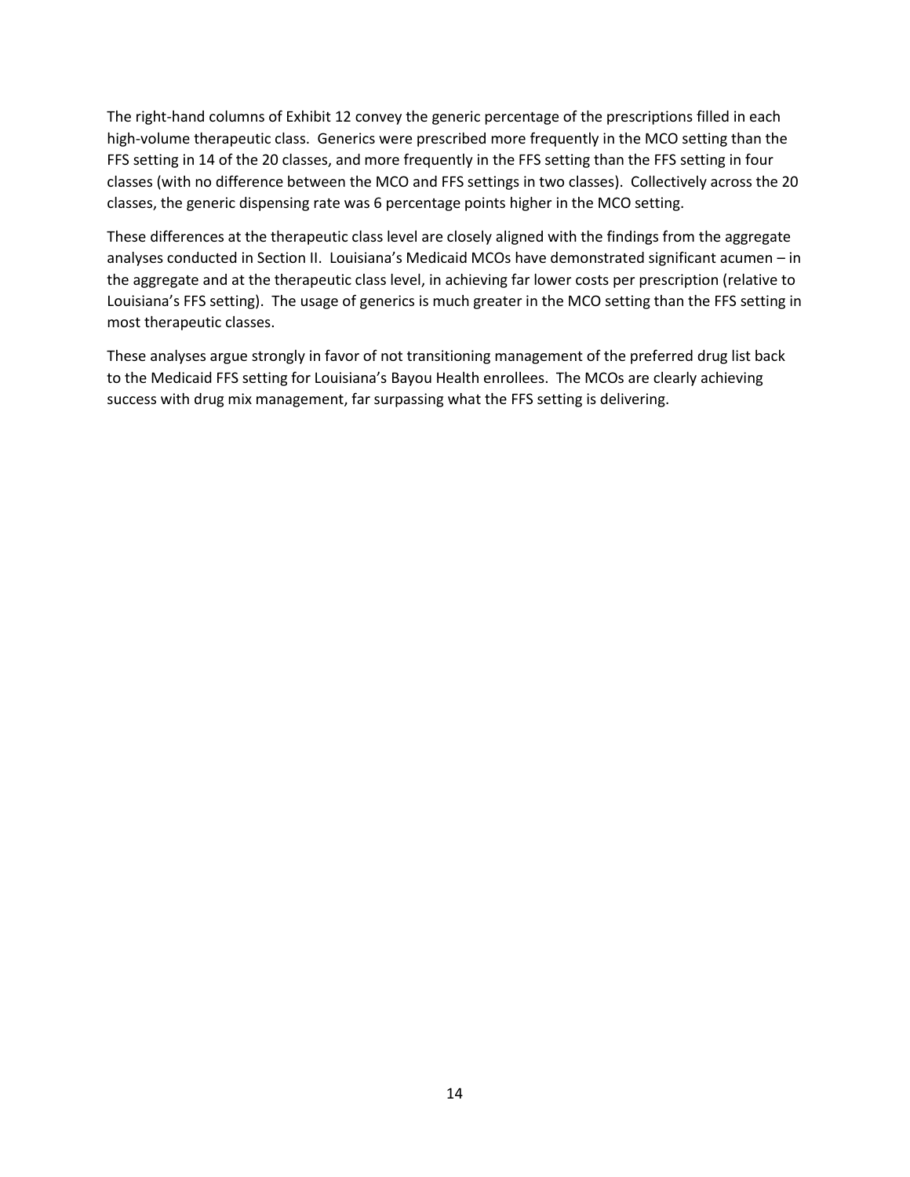The right-hand columns of Exhibit 12 convey the generic percentage of the prescriptions filled in each high-volume therapeutic class. Generics were prescribed more frequently in the MCO setting than the FFS setting in 14 of the 20 classes, and more frequently in the FFS setting than the FFS setting in four classes (with no difference between the MCO and FFS settings in two classes). Collectively across the 20 classes, the generic dispensing rate was 6 percentage points higher in the MCO setting.

These differences at the therapeutic class level are closely aligned with the findings from the aggregate analyses conducted in Section II. Louisiana's Medicaid MCOs have demonstrated significant acumen – in the aggregate and at the therapeutic class level, in achieving far lower costs per prescription (relative to Louisiana's FFS setting). The usage of generics is much greater in the MCO setting than the FFS setting in most therapeutic classes.

These analyses argue strongly in favor of not transitioning management of the preferred drug list back to the Medicaid FFS setting for Louisiana's Bayou Health enrollees. The MCOs are clearly achieving success with drug mix management, far surpassing what the FFS setting is delivering.